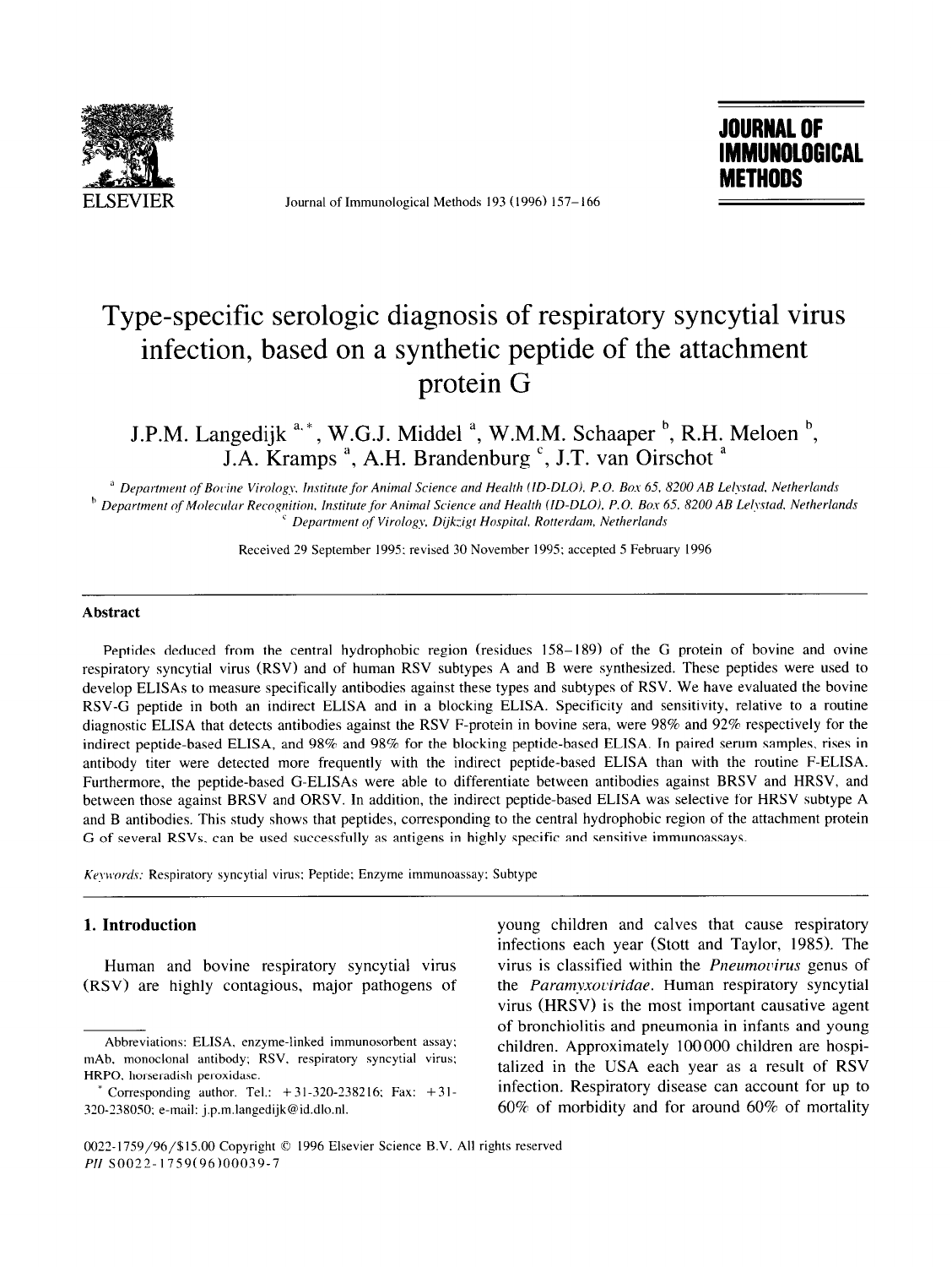# Type-specific serologic diagnosis of respiratory syncytial virus infection, based on a synthetic peptide of the attachment protein G

J.P.M. Langedijk [a,*], W.G.J. Middel [a], W.M.M. Schaaper [b], R.H. Meloen [b], J.A. Kramps [a], A.H. Brandenburg [c], J.T. van Oirschot [a]

[a] *Department of Bovine Virology, Institute for Animal Science and Health (ID-DLO), P.O. Box 65, 8200 AB Lelystad, Netherlands*

[b] *Department of Molecular Recognition, Institute for Animal Science and Health (ID-DLO), P.O. Box 65, 8200 AB Lelystad, Netherlands*

[c] *Department of Virology, Dijkzigt Hospital, Rotterdam, Netherlands*

Received 29 September 1995; revised 30 November 1995; accepted 5 February 1996

## Abstract

Peptides deduced from the central hydrophobic region (residues 158–189) of the G protein of bovine and ovine respiratory syncytial virus (RSV) and of human RSV subtypes A and B were synthesized. These peptides were used to develop ELISAs to measure specifically antibodies against these types and subtypes of RSV. We have evaluated the bovine RSV-G peptide in both an indirect ELISA and in a blocking ELISA. Specificity and sensitivity, relative to a routine diagnostic ELISA that detects antibodies against the RSV F-protein in bovine sera, were 98% and 92% respectively for the indirect peptide-based ELISA, and 98% and 98% for the blocking peptide-based ELISA. In paired serum samples, rises in antibody titer were detected more frequently with the indirect peptide-based ELISA than with the routine F-ELISA. Furthermore, the peptide-based G-ELISAs were able to differentiate between antibodies against BRSV and HRSV, and between those against BRSV and ORSV. In addition, the indirect peptide-based ELISA was selective for HRSV subtype A and B antibodies. This study shows that peptides, corresponding to the central hydrophobic region of the attachment protein G of several RSVs, can be used successfully as antigens in highly specific and sensitive immunoassays.

*Keywords:* Respiratory syncytial virus; Peptide; Enzyme immunoassay; Subtype

## 1. Introduction

Human and bovine respiratory syncytial virus (RSV) are highly contagious, major pathogens of young children and calves that cause respiratory infections each year (Stott and Taylor, 1985). The virus is classified within the *Pneumovirus* genus of the *Paramyxoviridae*. Human respiratory syncytial virus (HRSV) is the most important causative agent of bronchiolitis and pneumonia in infants and young children. Approximately 100 000 children are hospitalized in the USA each year as a result of RSV infection. Respiratory disease can account for up to 60% of morbidity and for around 60% of mortality

Abbreviations: ELISA, enzyme-linked immunosorbent assay; mAb, monoclonal antibody; RSV, respiratory syncytial virus; HRPO, horseradish peroxidase.

\* Corresponding author. Tel.: +31-320-238216; Fax: +31-320-238050; e-mail: j.p.m.langedijk@id.dlo.nl.

0022-1759/96/$15.00 Copyright © 1996 Elsevier Science B.V. All rights reserved
*PII* S0022-1759(96)00039-7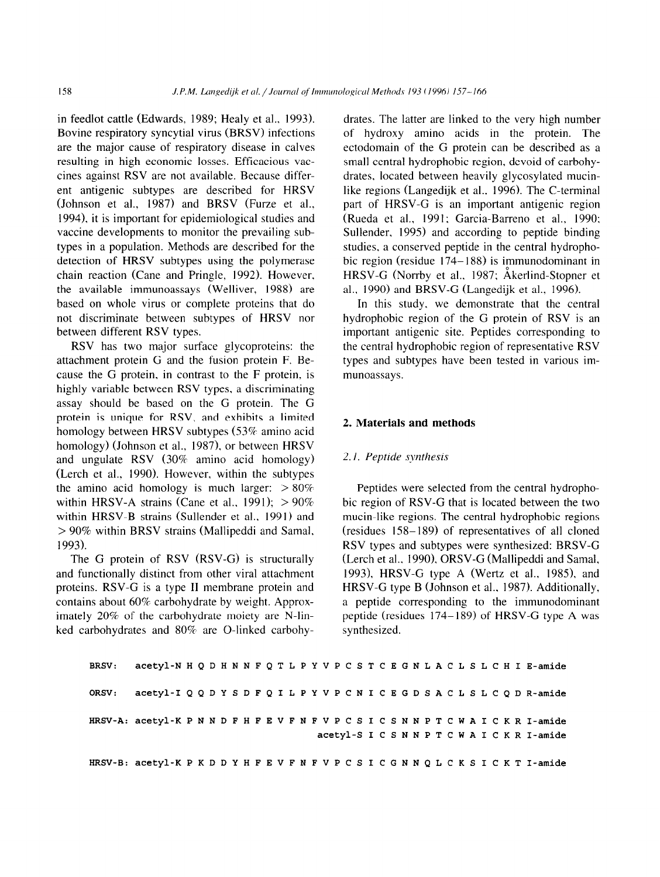in feedlot cattle (Edwards, 1989; Healy et al., 1993). Bovine respiratory syncytial virus (BRSV) infections are the major cause of respiratory disease in calves resulting in high economic losses. Efficacious vaccines against RSV are not available. Because different antigenic subtypes are described for HRSV (Johnson et al., 1987) and BRSV (Furze et al., 1994), it is important for epidemiological studies and vaccine developments to monitor the prevailing subtypes in a population. Methods are described for the detection of HRSV subtypes using the polymerase chain reaction (Cane and Pringle, 1992). However, the available immunoassays (Welliver, 1988) are based on whole virus or complete proteins that do not discriminate between subtypes of HRSV nor between different RSV types.

RSV has two major surface glycoproteins: the attachment protein G and the fusion protein F. Because the G protein, in contrast to the F protein, is highly variable between RSV types, a discriminating assay should be based on the G protein. The G protein is unique for RSV, and exhibits a limited homology between HRSV subtypes (53% amino acid homology) (Johnson et al., 1987), or between HRSV and ungulate RSV (30% amino acid homology) (Lerch et al., 1990). However, within the subtypes the amino acid homology is much larger: > 80% within HRSV-A strains (Cane et al., 1991); > 90% within HRSV-B strains (Sullender et al., 1991) and > 90% within BRSV strains (Mallipeddi and Samal, 1993).

The G protein of RSV (RSV-G) is structurally and functionally distinct from other viral attachment proteins. RSV-G is a type II membrane protein and contains about 60% carbohydrate by weight. Approximately 20% of the carbohydrate moiety are N-linked carbohydrates and 80% are O-linked carbohydrates. The latter are linked to the very high number of hydroxy amino acids in the protein. The ectodomain of the G protein can be described as a small central hydrophobic region, devoid of carbohydrates, located between heavily glycosylated mucin-like regions (Langedijk et al., 1996). The C-terminal part of HRSV-G is an important antigenic region (Rueda et al., 1991; Garcia-Barreno et al., 1990; Sullender, 1995) and according to peptide binding studies, a conserved peptide in the central hydrophobic region (residue 174–188) is immunodominant in HRSV-G (Norrby et al., 1987; Åkerlind-Stopner et al., 1990) and BRSV-G (Langedijk et al., 1996).

In this study, we demonstrate that the central hydrophobic region of the G protein of RSV is an important antigenic site. Peptides corresponding to the central hydrophobic region of representative RSV types and subtypes have been tested in various immunoassays.

## 2. Materials and methods

### 2.1. Peptide synthesis

Peptides were selected from the central hydrophobic region of RSV-G that is located between the two mucin-like regions. The central hydrophobic regions (residues 158–189) of representatives of all cloned RSV types and subtypes were synthesized: BRSV-G (Lerch et al., 1990), ORSV-G (Mallipeddi and Samal, 1993), HRSV-G type A (Wertz et al., 1985), and HRSV-G type B (Johnson et al., 1987). Additionally, a peptide corresponding to the immunodominant peptide (residues 174–189) of HRSV-G type A was synthesized.

```
BRSV:   acetyl-N H Q D H N N F Q T L P Y V P C S T C E G N L A C L S L C H I E-amide

ORSV:   acetyl-I Q Q D Y S D F Q I L P Y V P C N I C E G D S A C L S L C Q D R-amide

HRSV-A: acetyl-K P N N D F H F E V F N F V P C S I C S N N P T C W A I C K R I-amide
                                          acetyl-S I C S N N P T C W A I C K R I-amide

HRSV-B: acetyl-K P K D D Y H F E V F N F V P C S I C G N N Q L C K S I C K T I-amide
```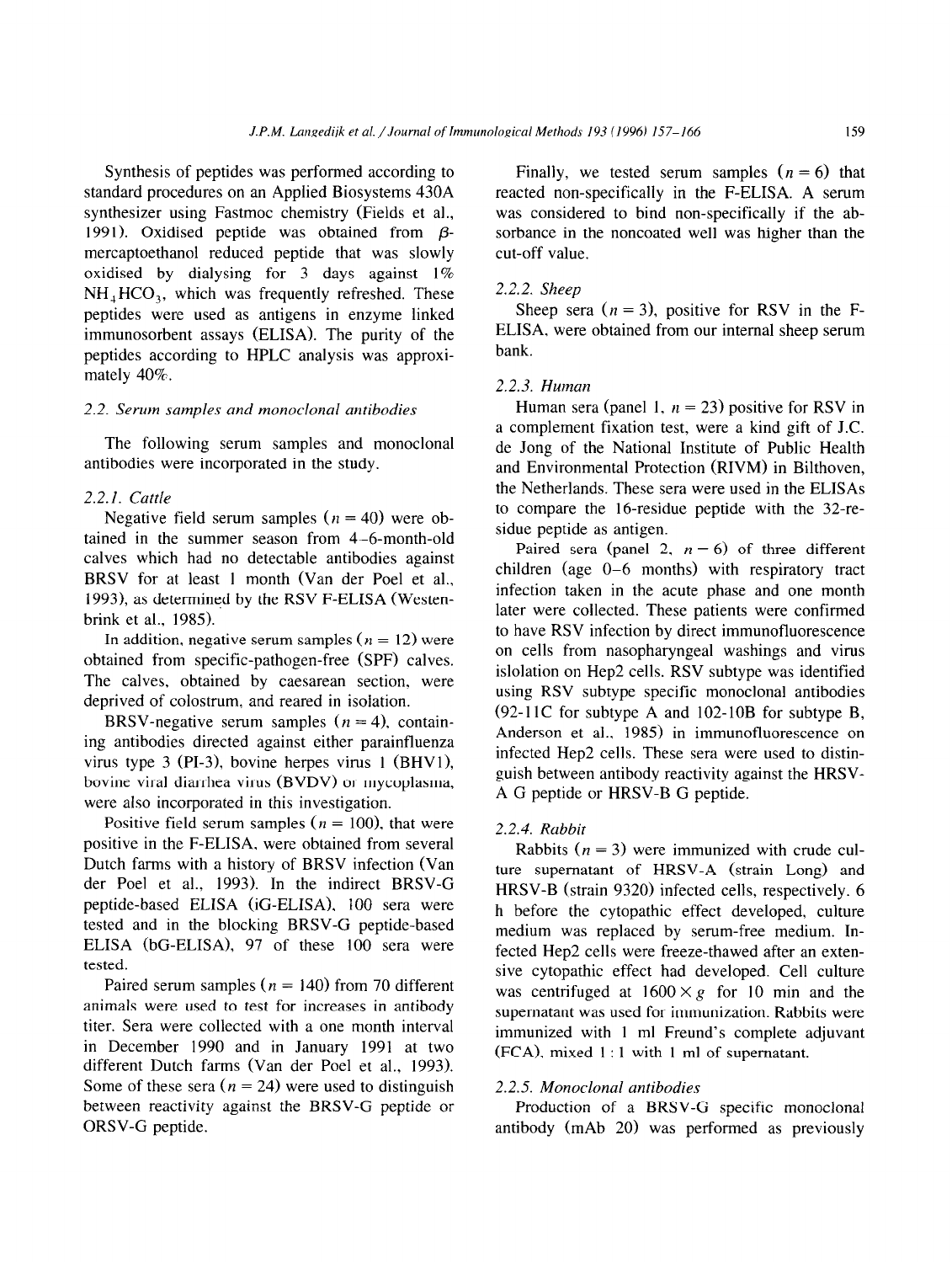Synthesis of peptides was performed according to standard procedures on an Applied Biosystems 430A synthesizer using Fastmoc chemistry (Fields et al., 1991). Oxidised peptide was obtained from β-mercaptoethanol reduced peptide that was slowly oxidised by dialysing for 3 days against 1% $NH_4HCO_3$, which was frequently refreshed. These peptides were used as antigens in enzyme linked immunosorbent assays (ELISA). The purity of the peptides according to HPLC analysis was approximately 40%.

### 2.2. Serum samples and monoclonal antibodies

The following serum samples and monoclonal antibodies were incorporated in the study.

#### 2.2.1. Cattle

Negative field serum samples ($n = 40$) were obtained in the summer season from 4–6-month-old calves which had no detectable antibodies against BRSV for at least 1 month (Van der Poel et al., 1993), as determined by the RSV F-ELISA (Westenbrink et al., 1985).

In addition, negative serum samples ($n = 12$) were obtained from specific-pathogen-free (SPF) calves. The calves, obtained by caesarean section, were deprived of colostrum, and reared in isolation.

BRSV-negative serum samples ($n = 4$), containing antibodies directed against either parainfluenza virus type 3 (PI-3), bovine herpes virus 1 (BHV1), bovine viral diarrhea virus (BVDV) or mycoplasma, were also incorporated in this investigation.

Positive field serum samples ($n = 100$), that were positive in the F-ELISA, were obtained from several Dutch farms with a history of BRSV infection (Van der Poel et al., 1993). In the indirect BRSV-G peptide-based ELISA (iG-ELISA), 100 sera were tested and in the blocking BRSV-G peptide-based ELISA (bG-ELISA), 97 of these 100 sera were tested.

Paired serum samples ($n = 140$) from 70 different animals were used to test for increases in antibody titer. Sera were collected with a one month interval in December 1990 and in January 1991 at two different Dutch farms (Van der Poel et al., 1993). Some of these sera ($n = 24$) were used to distinguish between reactivity against the BRSV-G peptide or ORSV-G peptide.

Finally, we tested serum samples ($n = 6$) that reacted non-specifically in the F-ELISA. A serum was considered to bind non-specifically if the absorbance in the noncoated well was higher than the cut-off value.

#### 2.2.2. Sheep

Sheep sera ($n = 3$), positive for RSV in the F-ELISA, were obtained from our internal sheep serum bank.

#### 2.2.3. Human

Human sera (panel 1, $n = 23$) positive for RSV in a complement fixation test, were a kind gift of J.C. de Jong of the National Institute of Public Health and Environmental Protection (RIVM) in Bilthoven, the Netherlands. These sera were used in the ELISAs to compare the 16-residue peptide with the 32-residue peptide as antigen.

Paired sera (panel 2, $n = 6$) of three different children (age 0–6 months) with respiratory tract infection taken in the acute phase and one month later were collected. These patients were confirmed to have RSV infection by direct immunofluorescence on cells from nasopharyngeal washings and virus islolation on Hep2 cells. RSV subtype was identified using RSV subtype specific monoclonal antibodies (92-11C for subtype A and 102-10B for subtype B, Anderson et al., 1985) in immunofluorescence on infected Hep2 cells. These sera were used to distinguish between antibody reactivity against the HRSV-A G peptide or HRSV-B G peptide.

#### 2.2.4. Rabbit

Rabbits ($n = 3$) were immunized with crude culture supernatant of HRSV-A (strain Long) and HRSV-B (strain 9320) infected cells, respectively. 6 h before the cytopathic effect developed, culture medium was replaced by serum-free medium. Infected Hep2 cells were freeze-thawed after an extensive cytopathic effect had developed. Cell culture was centrifuged at $1600 \times g$ for 10 min and the supernatant was used for immunization. Rabbits were immunized with 1 ml Freund's complete adjuvant (FCA), mixed 1 : 1 with 1 ml of supernatant.

#### 2.2.5. Monoclonal antibodies

Production of a BRSV-G specific monoclonal antibody (mAb 20) was performed as previously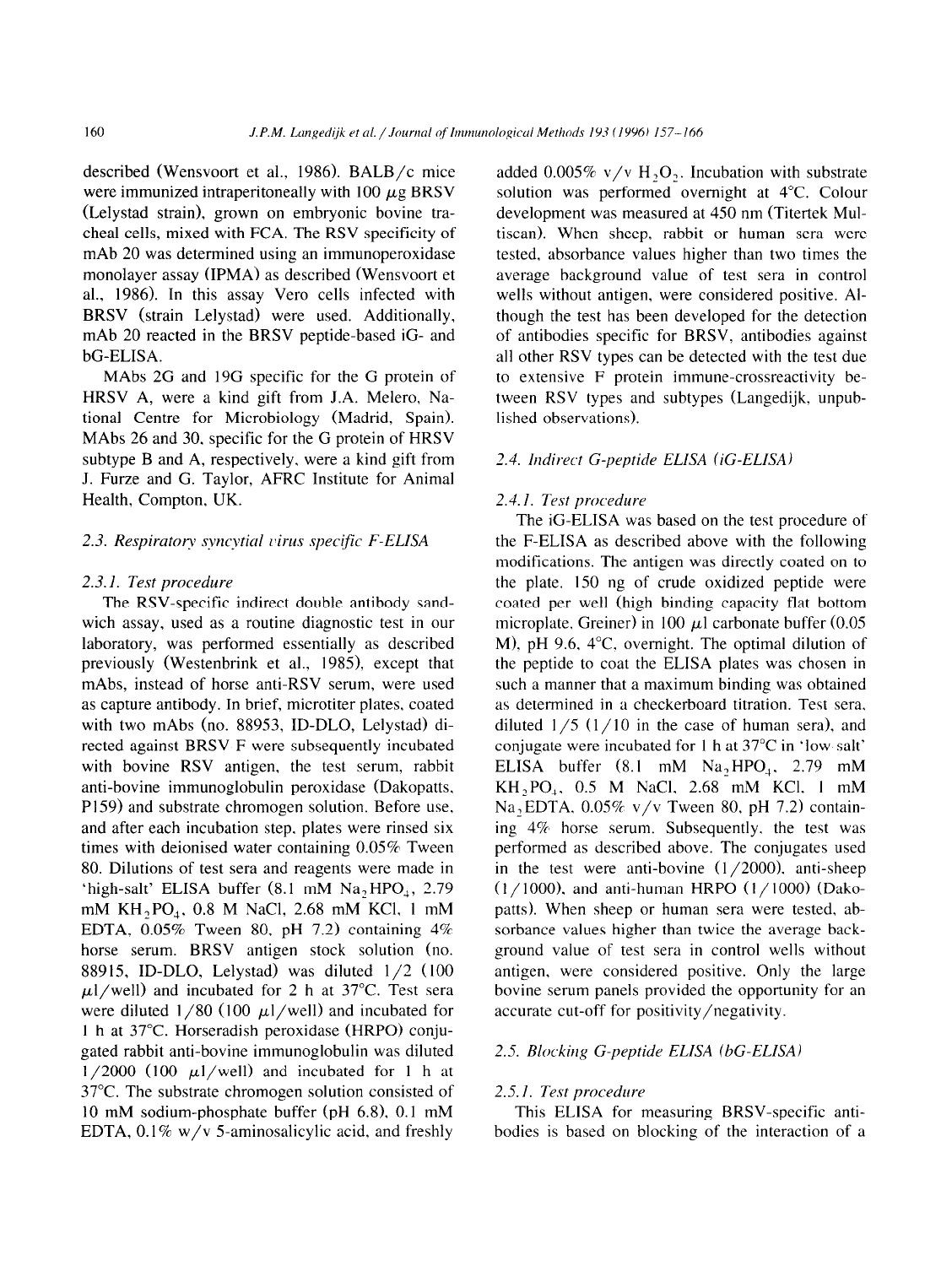described (Wensvoort et al., 1986). BALB/c mice were immunized intraperitoneally with 100 μg BRSV (Lelystad strain), grown on embryonic bovine tracheal cells, mixed with FCA. The RSV specificity of mAb 20 was determined using an immunoperoxidase monolayer assay (IPMA) as described (Wensvoort et al., 1986). In this assay Vero cells infected with BRSV (strain Lelystad) were used. Additionally, mAb 20 reacted in the BRSV peptide-based iG- and bG-ELISA.

MAbs 2G and 19G specific for the G protein of HRSV A, were a kind gift from J.A. Melero, National Centre for Microbiology (Madrid, Spain). MAbs 26 and 30, specific for the G protein of HRSV subtype B and A, respectively, were a kind gift from J. Furze and G. Taylor, AFRC Institute for Animal Health, Compton, UK.

### 2.3. Respiratory syncytial virus specific F-ELISA

#### 2.3.1. Test procedure

The RSV-specific indirect double antibody sandwich assay, used as a routine diagnostic test in our laboratory, was performed essentially as described previously (Westenbrink et al., 1985), except that mAbs, instead of horse anti-RSV serum, were used as capture antibody. In brief, microtiter plates, coated with two mAbs (no. 88953, ID-DLO, Lelystad) directed against BRSV F were subsequently incubated with bovine RSV antigen, the test serum, rabbit anti-bovine immunoglobulin peroxidase (Dakopatts, P159) and substrate chromogen solution. Before use, and after each incubation step, plates were rinsed six times with deionised water containing 0.05% Tween 80. Dilutions of test sera and reagents were made in 'high-salt' ELISA buffer (8.1 mM $Na_2HPO_4$, 2.79 mM $KH_2PO_4$, 0.8 M NaCl, 2.68 mM KCl, 1 mM EDTA, 0.05% Tween 80, pH 7.2) containing 4% horse serum. BRSV antigen stock solution (no. 88915, ID-DLO, Lelystad) was diluted 1/2 (100 μl/well) and incubated for 2 h at 37°C. Test sera were diluted 1/80 (100 μl/well) and incubated for 1 h at 37°C. Horseradish peroxidase (HRPO) conjugated rabbit anti-bovine immunoglobulin was diluted 1/2000 (100 μl/well) and incubated for 1 h at 37°C. The substrate chromogen solution consisted of 10 mM sodium-phosphate buffer (pH 6.8), 0.1 mM EDTA, 0.1% w/v 5-aminosalicylic acid, and freshly added 0.005% v/v $H_2O_2$. Incubation with substrate solution was performed overnight at 4°C. Colour development was measured at 450 nm (Titertek Multiscan). When sheep, rabbit or human sera were tested, absorbance values higher than two times the average background value of test sera in control wells without antigen, were considered positive. Although the test has been developed for the detection of antibodies specific for BRSV, antibodies against all other RSV types can be detected with the test due to extensive F protein immune-crossreactivity between RSV types and subtypes (Langedijk, unpublished observations).

### 2.4. Indirect G-peptide ELISA (iG-ELISA)

#### 2.4.1. Test procedure

The iG-ELISA was based on the test procedure of the F-ELISA as described above with the following modifications. The antigen was directly coated on to the plate. 150 ng of crude oxidized peptide were coated per well (high binding capacity flat bottom microplate, Greiner) in 100 μl carbonate buffer (0.05 M), pH 9.6, 4°C, overnight. The optimal dilution of the peptide to coat the ELISA plates was chosen in such a manner that a maximum binding was obtained as determined in a checkerboard titration. Test sera, diluted 1/5 (1/10 in the case of human sera), and conjugate were incubated for 1 h at 37°C in 'low salt' ELISA buffer (8.1 mM $Na_2HPO_4$, 2.79 mM $KH_2PO_4$, 0.5 M NaCl, 2.68 mM KCl, 1 mM $Na_2EDTA$, 0.05% v/v Tween 80, pH 7.2) containing 4% horse serum. Subsequently, the test was performed as described above. The conjugates used in the test were anti-bovine (1/2000), anti-sheep (1/1000), and anti-human HRPO (1/1000) (Dakopatts). When sheep or human sera were tested, absorbance values higher than twice the average background value of test sera in control wells without antigen, were considered positive. Only the large bovine serum panels provided the opportunity for an accurate cut-off for positivity/negativity.

### 2.5. Blocking G-peptide ELISA (bG-ELISA)

#### 2.5.1. Test procedure

This ELISA for measuring BRSV-specific antibodies is based on blocking of the interaction of a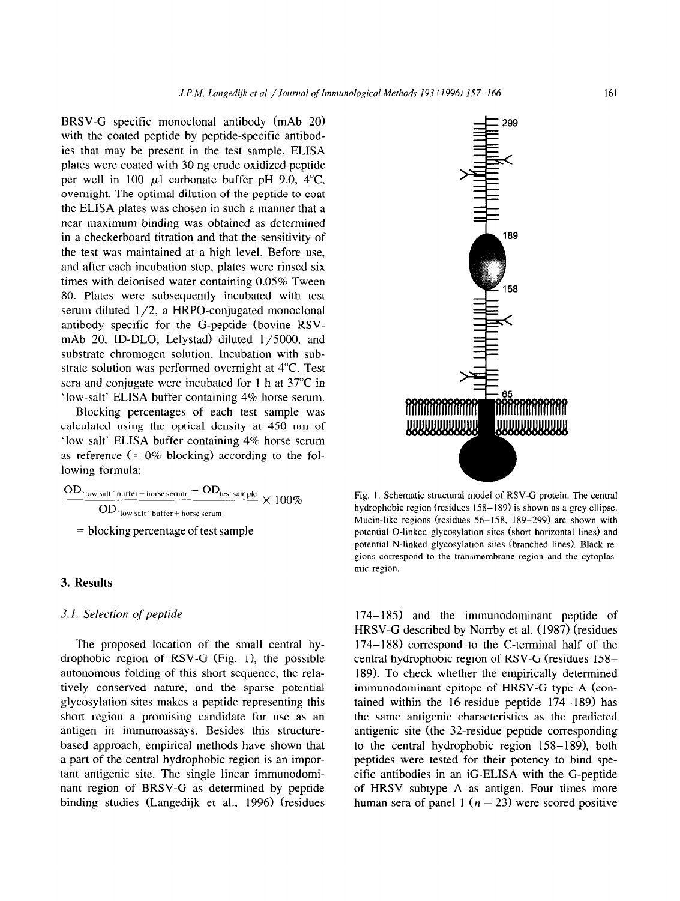BRSV-G specific monoclonal antibody (mAb 20) with the coated peptide by peptide-specific antibodies that may be present in the test sample. ELISA plates were coated with 30 ng crude oxidized peptide per well in 100 μl carbonate buffer pH 9.0, 4°C, overnight. The optimal dilution of the peptide to coat the ELISA plates was chosen in such a manner that a near maximum binding was obtained as determined in a checkerboard titration and that the sensitivity of the test was maintained at a high level. Before use, and after each incubation step, plates were rinsed six times with deionised water containing 0.05% Tween 80. Plates were subsequently incubated with test serum diluted 1/2, a HRPO-conjugated monoclonal antibody specific for the G-peptide (bovine RSV-mAb 20, ID-DLO, Lelystad) diluted 1/5000, and substrate chromogen solution. Incubation with substrate solution was performed overnight at 4°C. Test sera and conjugate were incubated for 1 h at 37°C in 'low-salt' ELISA buffer containing 4% horse serum.

Blocking percentages of each test sample was calculated using the optical density at 450 nm of 'low salt' ELISA buffer containing 4% horse serum as reference (= 0% blocking) according to the following formula:

$$\frac{OD_{\text{'low salt' buffer + horse serum}} - OD_{\text{test sample}}}{OD_{\text{'low salt' buffer + horse serum}}} \times 100\%$$

$$= \text{blocking percentage of test sample}$$

## 3. Results

### 3.1. Selection of peptide

The proposed location of the small central hydrophobic region of RSV-G (Fig. 1), the possible autonomous folding of this short sequence, the relatively conserved nature, and the sparse potential glycosylation sites makes a peptide representing this short region a promising candidate for use as an antigen in immunoassays. Besides this structure-based approach, empirical methods have shown that a part of the central hydrophobic region is an important antigenic site. The single linear immunodominant region of BRSV-G as determined by peptide binding studies (Langedijk et al., 1996) (residues 174–185) and the immunodominant peptide of HRSV-G described by Norrby et al. (1987) (residues 174–188) correspond to the C-terminal half of the central hydrophobic region of RSV-G (residues 158–189). To check whether the empirically determined immunodominant epitope of HRSV-G type A (contained within the 16-residue peptide 174–189) has the same antigenic characteristics as the predicted antigenic site (the 32-residue peptide corresponding to the central hydrophobic region 158–189), both peptides were tested for their potency to bind specific antibodies in an iG-ELISA with the G-peptide of HRSV subtype A as antigen. Four times more human sera of panel 1 ($n = 23$) were scored positive

Fig. 1. Schematic structural model of RSV-G protein. The central hydrophobic region (residues 158–189) is shown as a grey ellipse. Mucin-like regions (residues 56–158, 189–299) are shown with potential O-linked glycosylation sites (short horizontal lines) and potential N-linked glycosylation sites (branched lines). Black regions correspond to the transmembrane region and the cytoplasmic region.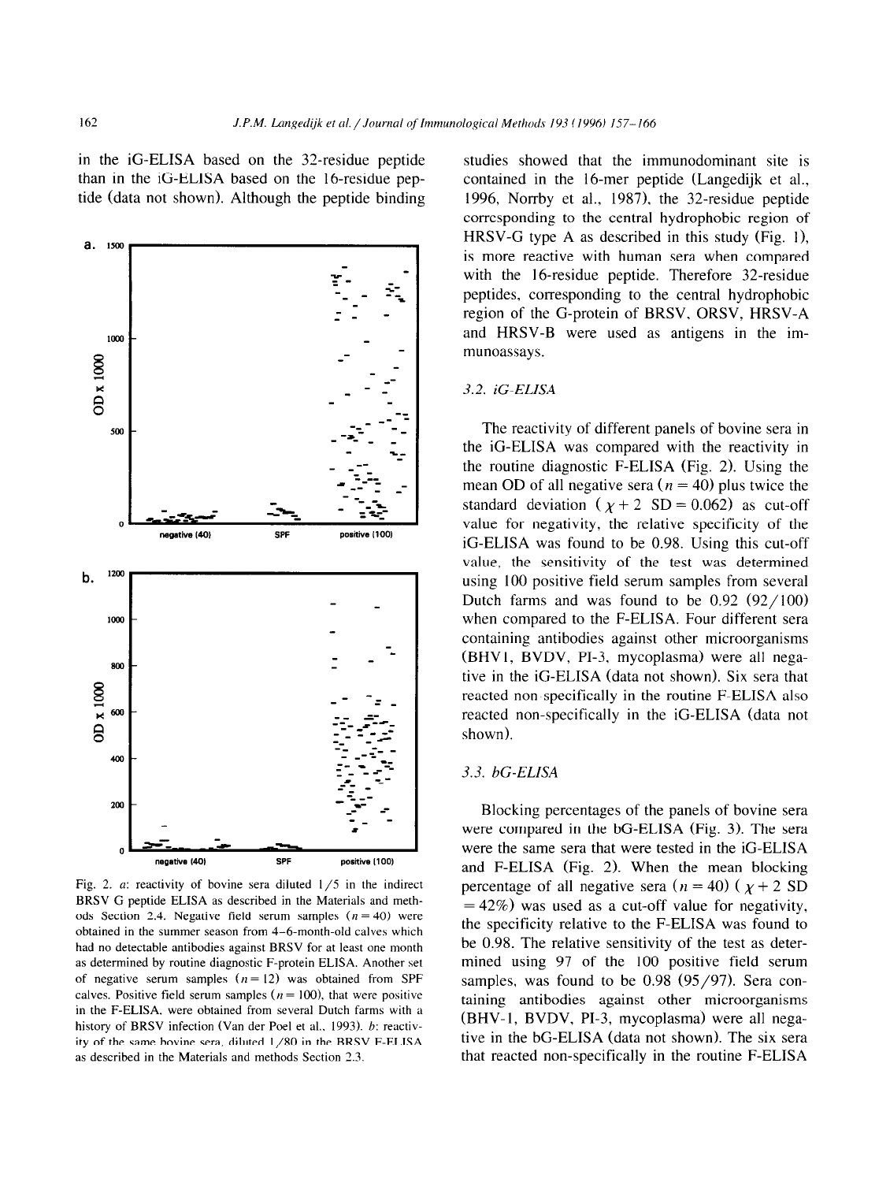in the iG-ELISA based on the 32-residue peptide than in the iG-ELISA based on the 16-residue peptide (data not shown). Although the peptide binding studies showed that the immunodominant site is contained in the 16-mer peptide (Langedijk et al., 1996, Norrby et al., 1987), the 32-residue peptide corresponding to the central hydrophobic region of HRSV-G type A as described in this study (Fig. 1), is more reactive with human sera when compared with the 16-residue peptide. Therefore 32-residue peptides, corresponding to the central hydrophobic region of the G-protein of BRSV, ORSV, HRSV-A and HRSV-B were used as antigens in the immunoassays.

Fig. 2. *a*: reactivity of bovine sera diluted 1/5 in the indirect BRSV G peptide ELISA as described in the Materials and methods Section 2.4. Negative field serum samples ($n = 40$) were obtained in the summer season from 4–6-month-old calves which had no detectable antibodies against BRSV for at least one month as determined by routine diagnostic F-protein ELISA. Another set of negative serum samples ($n = 12$) was obtained from SPF calves. Positive field serum samples ($n = 100$), that were positive in the F-ELISA, were obtained from several Dutch farms with a history of BRSV infection (Van der Poel et al., 1993). *b*: reactivity of the same bovine sera, diluted 1/80 in the BRSV F-ELISA as described in the Materials and methods Section 2.3.

### 3.2. iG-ELISA

The reactivity of different panels of bovine sera in the iG-ELISA was compared with the reactivity in the routine diagnostic F-ELISA (Fig. 2). Using the mean OD of all negative sera ($n = 40$) plus twice the standard deviation ($\chi + 2$ SD $= 0.062$) as cut-off value for negativity, the relative specificity of the iG-ELISA was found to be 0.98. Using this cut-off value, the sensitivity of the test was determined using 100 positive field serum samples from several Dutch farms and was found to be 0.92 (92/100) when compared to the F-ELISA. Four different sera containing antibodies against other microorganisms (BHV1, BVDV, PI-3, mycoplasma) were all negative in the iG-ELISA (data not shown). Six sera that reacted non-specifically in the routine F-ELISA also reacted non-specifically in the iG-ELISA (data not shown).

### 3.3. bG-ELISA

Blocking percentages of the panels of bovine sera were compared in the bG-ELISA (Fig. 3). The sera were the same sera that were tested in the iG-ELISA and F-ELISA (Fig. 2). When the mean blocking percentage of all negative sera ($n = 40$) ($\chi + 2$ SD $= 42\%$) was used as a cut-off value for negativity, the specificity relative to the F-ELISA was found to be 0.98. The relative sensitivity of the test as determined using 97 of the 100 positive field serum samples, was found to be 0.98 (95/97). Sera containing antibodies against other microorganisms (BHV-1, BVDV, PI-3, mycoplasma) were all negative in the bG-ELISA (data not shown). The six sera that reacted non-specifically in the routine F-ELISA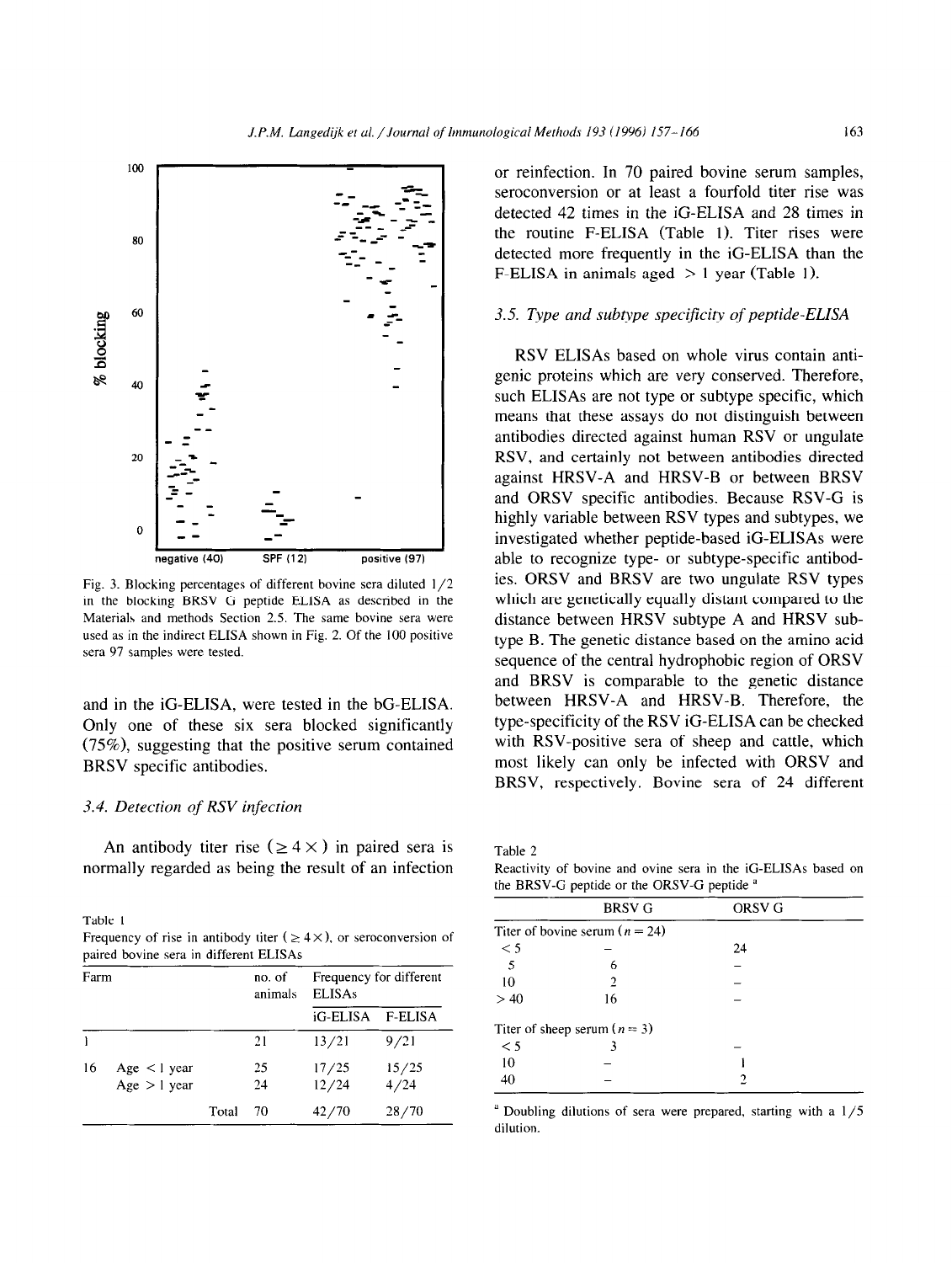Fig. 3. Blocking percentages of different bovine sera diluted 1/2 in the blocking BRSV G peptide ELISA as described in the Materials and methods Section 2.5. The same bovine sera were used as in the indirect ELISA shown in Fig. 2. Of the 100 positive sera 97 samples were tested.

and in the iG-ELISA, were tested in the bG-ELISA. Only one of these six sera blocked significantly (75%), suggesting that the positive serum contained BRSV specific antibodies.

### 3.4. Detection of RSV infection

An antibody titer rise ($\geq 4\times$) in paired sera is normally regarded as being the result of an infection or reinfection. In 70 paired bovine serum samples, seroconversion or at least a fourfold titer rise was detected 42 times in the iG-ELISA and 28 times in the routine F-ELISA (Table 1). Titer rises were detected more frequently in the iG-ELISA than the F-ELISA in animals aged > 1 year (Table 1).

Table 1
Frequency of rise in antibody titer ($\geq 4\times$), or seroconversion of paired bovine sera in different ELISAs

| Farm | | no. of animals | Frequency for different ELISAs | |
|---|---|---|---|---|
| | | | iG-ELISA | F-ELISA |
| 1 | | 21 | 13/21 | 9/21 |
| 16 | Age < 1 year | 25 | 17/25 | 15/25 |
| | Age > 1 year | 24 | 12/24 | 4/24 |
| | Total | 70 | 42/70 | 28/70 |

### 3.5. Type and subtype specificity of peptide-ELISA

RSV ELISAs based on whole virus contain antigenic proteins which are very conserved. Therefore, such ELISAs are not type or subtype specific, which means that these assays do not distinguish between antibodies directed against human RSV or ungulate RSV, and certainly not between antibodies directed against HRSV-A and HRSV-B or between BRSV and ORSV specific antibodies. Because RSV-G is highly variable between RSV types and subtypes, we investigated whether peptide-based iG-ELISAs were able to recognize type- or subtype-specific antibodies. ORSV and BRSV are two ungulate RSV types which are genetically equally distant compared to the distance between HRSV subtype A and HRSV subtype B. The genetic distance based on the amino acid sequence of the central hydrophobic region of ORSV and BRSV is comparable to the genetic distance between HRSV-A and HRSV-B. Therefore, the type-specificity of the RSV iG-ELISA can be checked with RSV-positive sera of sheep and cattle, which most likely can only be infected with ORSV and BRSV, respectively. Bovine sera of 24 different

Table 2
Reactivity of bovine and ovine sera in the iG-ELISAs based on the BRSV-G peptide or the ORSV-G peptide [a]

| | BRSV G | ORSV G |
|---|---|---|
| Titer of bovine serum ($n = 24$) | | |
| < 5 | – | 24 |
| 5 | 6 | – |
| 10 | 2 | – |
| > 40 | 16 | – |
| Titer of sheep serum ($n = 3$) | | |
| < 5 | 3 | – |
| 10 | – | 1 |
| 40 | – | 2 |

[a] Doubling dilutions of sera were prepared, starting with a 1/5 dilution.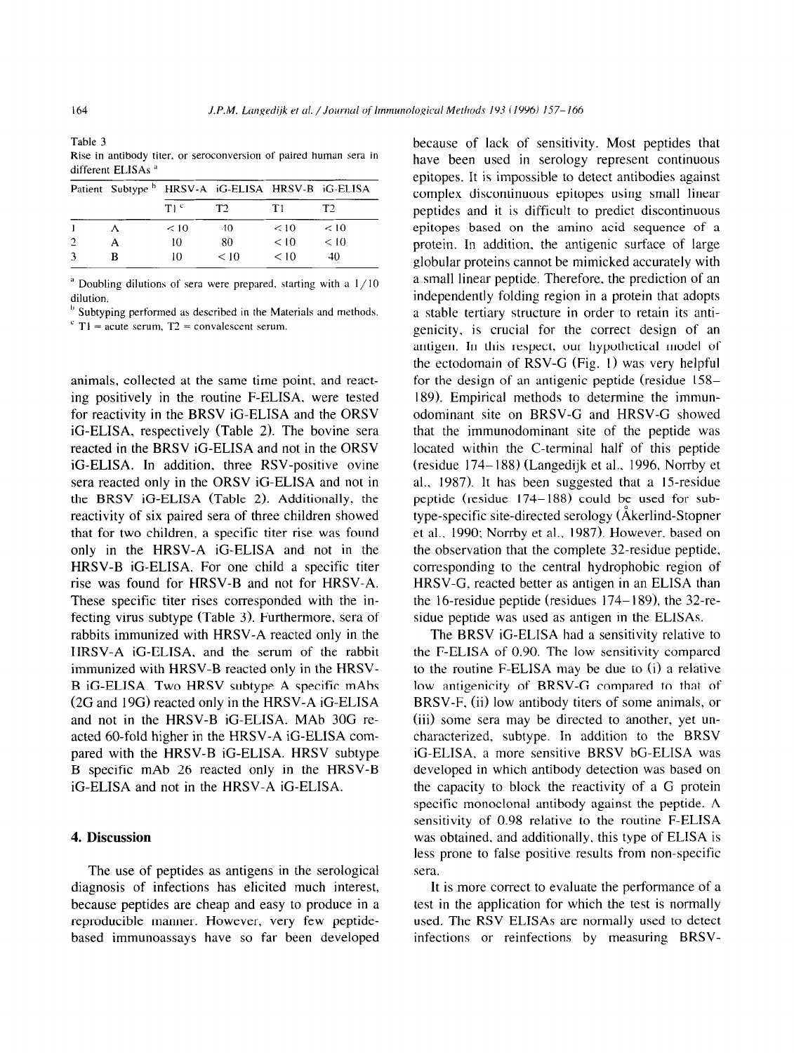Table 3
Rise in antibody titer, or seroconversion of paired human sera in different ELISAs [a]

| Patient | Subtype [b] | HRSV-A iG-ELISA | | HRSV-B iG-ELISA | |
|---|---|---|---|---|---|
| | | T1 [c] | T2 | T1 | T2 |
| 1 | A | < 10 | 40 | < 10 | < 10 |
| 2 | A | 10 | 80 | < 10 | < 10 |
| 3 | B | 10 | < 10 | < 10 | 40 |

[a] Doubling dilutions of sera were prepared, starting with a 1/10 dilution.

[b] Subtyping performed as described in the Materials and methods.

[c] T1 = acute serum, T2 = convalescent serum.

animals, collected at the same time point, and reacting positively in the routine F-ELISA, were tested for reactivity in the BRSV iG-ELISA and the ORSV iG-ELISA, respectively (Table 2). The bovine sera reacted in the BRSV iG-ELISA and not in the ORSV iG-ELISA. In addition, three RSV-positive ovine sera reacted only in the ORSV iG-ELISA and not in the BRSV iG-ELISA (Table 2). Additionally, the reactivity of six paired sera of three children showed that for two children, a specific titer rise was found only in the HRSV-A iG-ELISA and not in the HRSV-B iG-ELISA. For one child a specific titer rise was found for HRSV-B and not for HRSV-A. These specific titer rises corresponded with the infecting virus subtype (Table 3). Furthermore, sera of rabbits immunized with HRSV-A reacted only in the HRSV-A iG-ELISA, and the serum of the rabbit immunized with HRSV-B reacted only in the HRSV-B iG-ELISA. Two HRSV subtype A specific mAbs (2G and 19G) reacted only in the HRSV-A iG-ELISA and not in the HRSV-B iG-ELISA. MAb 30G reacted 60-fold higher in the HRSV-A iG-ELISA compared with the HRSV-B iG-ELISA. HRSV subtype B specific mAb 26 reacted only in the HRSV-B iG-ELISA and not in the HRSV-A iG-ELISA.

## 4. Discussion

The use of peptides as antigens in the serological diagnosis of infections has elicited much interest, because peptides are cheap and easy to produce in a reproducible manner. However, very few peptide-based immunoassays have so far been developed because of lack of sensitivity. Most peptides that have been used in serology represent continuous epitopes. It is impossible to detect antibodies against complex discontinuous epitopes using small linear peptides and it is difficult to predict discontinuous epitopes based on the amino acid sequence of a protein. In addition, the antigenic surface of large globular proteins cannot be mimicked accurately with a small linear peptide. Therefore, the prediction of an independently folding region in a protein that adopts a stable tertiary structure in order to retain its antigenicity, is crucial for the correct design of an antigen. In this respect, our hypothetical model of the ectodomain of RSV-G (Fig. 1) was very helpful for the design of an antigenic peptide (residue 158–189). Empirical methods to determine the immunodominant site on BRSV-G and HRSV-G showed that the immunodominant site of the peptide was located within the C-terminal half of this peptide (residue 174–188) (Langedijk et al., 1996, Norrby et al., 1987). It has been suggested that a 15-residue peptide (residue 174–188) could be used for subtype-specific site-directed serology (Åkerlind-Stopner et al., 1990; Norrby et al., 1987). However, based on the observation that the complete 32-residue peptide, corresponding to the central hydrophobic region of HRSV-G, reacted better as antigen in an ELISA than the 16-residue peptide (residues 174–189), the 32-residue peptide was used as antigen in the ELISAs.

The BRSV iG-ELISA had a sensitivity relative to the F-ELISA of 0.90. The low sensitivity compared to the routine F-ELISA may be due to (i) a relative low antigenicity of BRSV-G compared to that of BRSV-F, (ii) low antibody titers of some animals, or (iii) some sera may be directed to another, yet uncharacterized, subtype. In addition to the BRSV iG-ELISA, a more sensitive BRSV bG-ELISA was developed in which antibody detection was based on the capacity to block the reactivity of a G protein specific monoclonal antibody against the peptide. A sensitivity of 0.98 relative to the routine F-ELISA was obtained, and additionally, this type of ELISA is less prone to false positive results from non-specific sera.

It is more correct to evaluate the performance of a test in the application for which the test is normally used. The RSV ELISAs are normally used to detect infections or reinfections by measuring BRSV-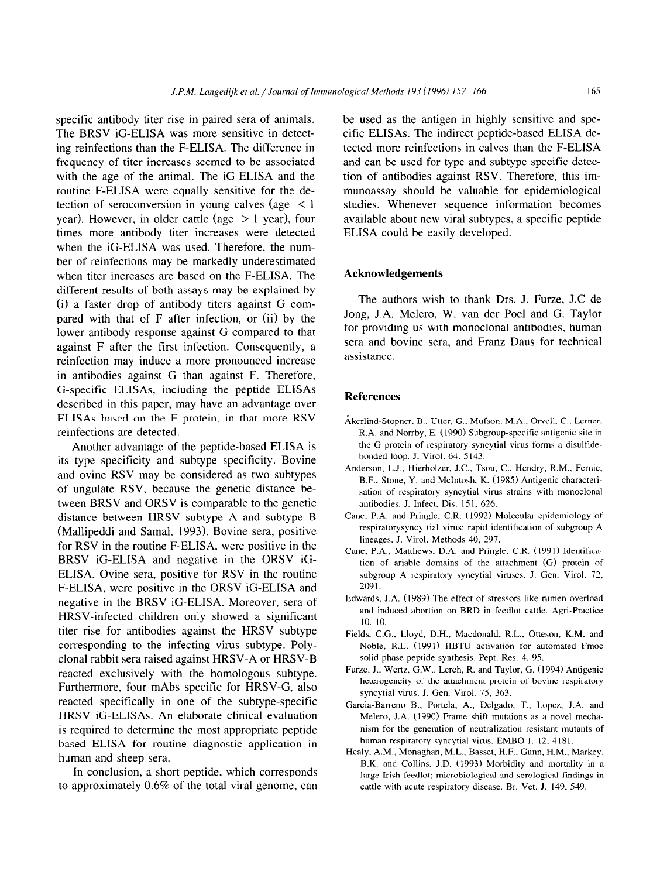specific antibody titer rise in paired sera of animals. The BRSV iG-ELISA was more sensitive in detecting reinfections than the F-ELISA. The difference in frequency of titer increases seemed to be associated with the age of the animal. The iG-ELISA and the routine F-ELISA were equally sensitive for the detection of seroconversion in young calves (age < 1 year). However, in older cattle (age > 1 year), four times more antibody titer increases were detected when the iG-ELISA was used. Therefore, the number of reinfections may be markedly underestimated when titer increases are based on the F-ELISA. The different results of both assays may be explained by (i) a faster drop of antibody titers against G compared with that of F after infection, or (ii) by the lower antibody response against G compared to that against F after the first infection. Consequently, a reinfection may induce a more pronounced increase in antibodies against G than against F. Therefore, G-specific ELISAs, including the peptide ELISAs described in this paper, may have an advantage over ELISAs based on the F protein, in that more RSV reinfections are detected.

Another advantage of the peptide-based ELISA is its type specificity and subtype specificity. Bovine and ovine RSV may be considered as two subtypes of ungulate RSV, because the genetic distance between BRSV and ORSV is comparable to the genetic distance between HRSV subtype A and subtype B (Mallipeddi and Samal, 1993). Bovine sera, positive for RSV in the routine F-ELISA, were positive in the BRSV iG-ELISA and negative in the ORSV iG-ELISA. Ovine sera, positive for RSV in the routine F-ELISA, were positive in the ORSV iG-ELISA and negative in the BRSV iG-ELISA. Moreover, sera of HRSV-infected children only showed a significant titer rise for antibodies against the HRSV subtype corresponding to the infecting virus subtype. Polyclonal rabbit sera raised against HRSV-A or HRSV-B reacted exclusively with the homologous subtype. Furthermore, four mAbs specific for HRSV-G, also reacted specifically in one of the subtype-specific HRSV iG-ELISAs. An elaborate clinical evaluation is required to determine the most appropriate peptide based ELISA for routine diagnostic application in human and sheep sera.

In conclusion, a short peptide, which corresponds to approximately 0.6% of the total viral genome, can be used as the antigen in highly sensitive and specific ELISAs. The indirect peptide-based ELISA detected more reinfections in calves than the F-ELISA and can be used for type and subtype specific detection of antibodies against RSV. Therefore, this immunoassay should be valuable for epidemiological studies. Whenever sequence information becomes available about new viral subtypes, a specific peptide ELISA could be easily developed.

## Acknowledgements

The authors wish to thank Drs. J. Furze, J.C de Jong, J.A. Melero, W. van der Poel and G. Taylor for providing us with monoclonal antibodies, human sera and bovine sera, and Franz Daus for technical assistance.

## References

Åkerlind-Stopner, B., Utter, G., Mufson, M.A., Orvell, C., Lerner, R.A. and Norrby, E. (1990) Subgroup-specific antigenic site in the G protein of respiratory syncytial virus forms a disulfide-bonded loop. J. Virol. 64, 5143.

Anderson, L.J., Hierholzer, J.C., Tsou, C., Hendry, R.M., Fernie, B.F., Stone, Y. and McIntosh, K. (1985) Antigenic characterisation of respiratory syncytial virus strains with monoclonal antibodies. J. Infect. Dis. 151, 626.

Cane, P.A. and Pringle, C.R. (1992) Molecular epidemiology of respiratorysyncy tial virus: rapid identification of subgroup A lineages. J. Virol. Methods 40, 297.

Cane, P.A., Matthews, D.A. and Pringle, C.R. (1991) Identification of ariable domains of the attachment (G) protein of subgroup A respiratory syncytial viruses. J. Gen. Virol. 72, 2091.

Edwards, J.A. (1989) The effect of stressors like rumen overload and induced abortion on BRD in feedlot cattle. Agri-Practice 10, 10.

Fields, C.G., Lloyd, D.H., Macdonald, R.L., Otteson, K.M. and Noble, R.L. (1991) HBTU activation for automated Fmoc solid-phase peptide synthesis. Pept. Res. 4, 95.

Furze, J., Wertz, G.W., Lerch, R. and Taylor, G. (1994) Antigenic heterogeneity of the attachment protein of bovine respiratory syncytial virus. J. Gen. Virol. 75, 363.

Garcia-Barreno B., Portela, A., Delgado, T., Lopez, J.A. and Melero, J.A. (1990) Frame shift mutaions as a novel mechanism for the generation of neutralization resistant mutants of human respiratory syncytial virus. EMBO J. 12, 4181.

Healy, A.M., Monaghan, M.L., Basset, H.F., Gunn, H.M., Markey, B.K. and Collins, J.D. (1993) Morbidity and mortality in a large Irish feedlot; microbiological and serological findings in cattle with acute respiratory disease. Br. Vet. J. 149, 549.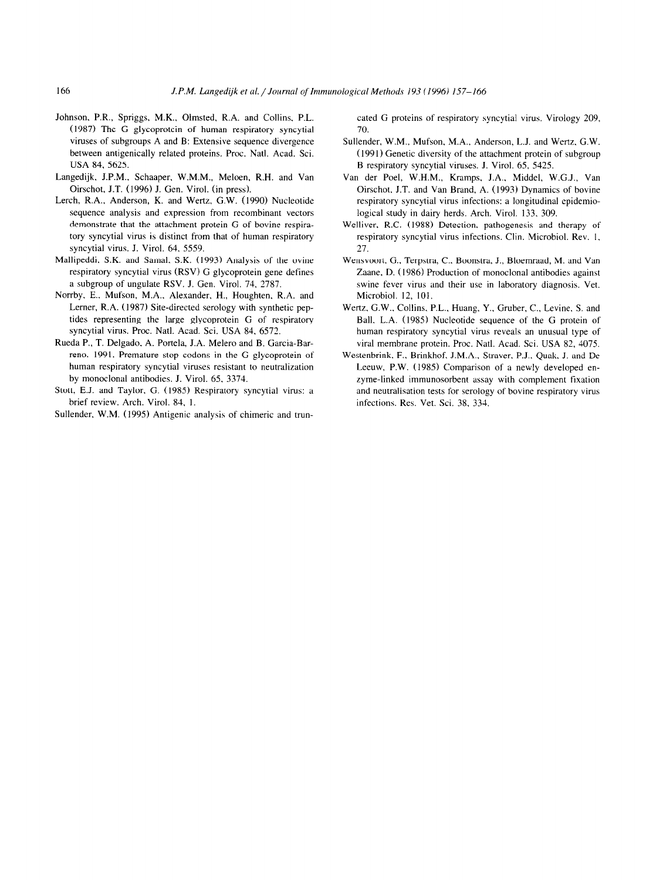Johnson, P.R., Spriggs, M.K., Olmsted, R.A. and Collins, P.L. (1987) The G glycoprotein of human respiratory syncytial viruses of subgroups A and B: Extensive sequence divergence between antigenically related proteins. Proc. Natl. Acad. Sci. USA 84, 5625.

Langedijk, J.P.M., Schaaper, W.M.M., Meloen, R.H. and Van Oirschot, J.T. (1996) J. Gen. Virol. (in press).

Lerch, R.A., Anderson, K. and Wertz, G.W. (1990) Nucleotide sequence analysis and expression from recombinant vectors demonstrate that the attachment protein G of bovine respiratory syncytial virus is distinct from that of human respiratory syncytial virus. J. Virol. 64, 5559.

Mallipeddi, S.K. and Samal, S.K. (1993) Analysis of the ovine respiratory syncytial virus (RSV) G glycoprotein gene defines a subgroup of ungulate RSV. J. Gen. Virol. 74, 2787.

Norrby, E., Mufson, M.A., Alexander, H., Houghten, R.A. and Lerner, R.A. (1987) Site-directed serology with synthetic peptides representing the large glycoprotein G of respiratory syncytial virus. Proc. Natl. Acad. Sci. USA 84, 6572.

Rueda P., T. Delgado, A. Portela, J.A. Melero and B. Garcia-Barreno. 1991. Premature stop codons in the G glycoprotein of human respiratory syncytial viruses resistant to neutralization by monoclonal antibodies. J. Virol. 65, 3374.

Stott, E.J. and Taylor, G. (1985) Respiratory syncytial virus: a brief review. Arch. Virol. 84, 1.

Sullender, W.M. (1995) Antigenic analysis of chimeric and truncated G proteins of respiratory syncytial virus. Virology 209, 70.

Sullender, W.M., Mufson, M.A., Anderson, L.J. and Wertz, G.W. (1991) Genetic diversity of the attachment protein of subgroup B respiratory syncytial viruses. J. Virol. 65, 5425.

Van der Poel, W.H.M., Kramps, J.A., Middel, W.G.J., Van Oirschot, J.T. and Van Brand, A. (1993) Dynamics of bovine respiratory syncytial virus infections: a longitudinal epidemiological study in dairy herds. Arch. Virol. 133, 309.

Welliver, R.C. (1988) Detection, pathogenesis and therapy of respiratory syncytial virus infections. Clin. Microbiol. Rev. 1, 27.

Wensvoort, G., Terpstra, C., Boonstra, J., Bloemraad, M. and Van Zaane, D. (1986) Production of monoclonal antibodies against swine fever virus and their use in laboratory diagnosis. Vet. Microbiol. 12, 101.

Wertz, G.W., Collins, P.L., Huang, Y., Gruber, C., Levine, S. and Ball, L.A. (1985) Nucleotide sequence of the G protein of human respiratory syncytial virus reveals an unusual type of viral membrane protein. Proc. Natl. Acad. Sci. USA 82, 4075.

Westenbrink, F., Brinkhof, J.M.A., Straver, P.J., Quak, J. and De Leeuw, P.W. (1985) Comparison of a newly developed enzyme-linked immunosorbent assay with complement fixation and neutralisation tests for serology of bovine respiratory virus infections. Res. Vet. Sci. 38, 334.